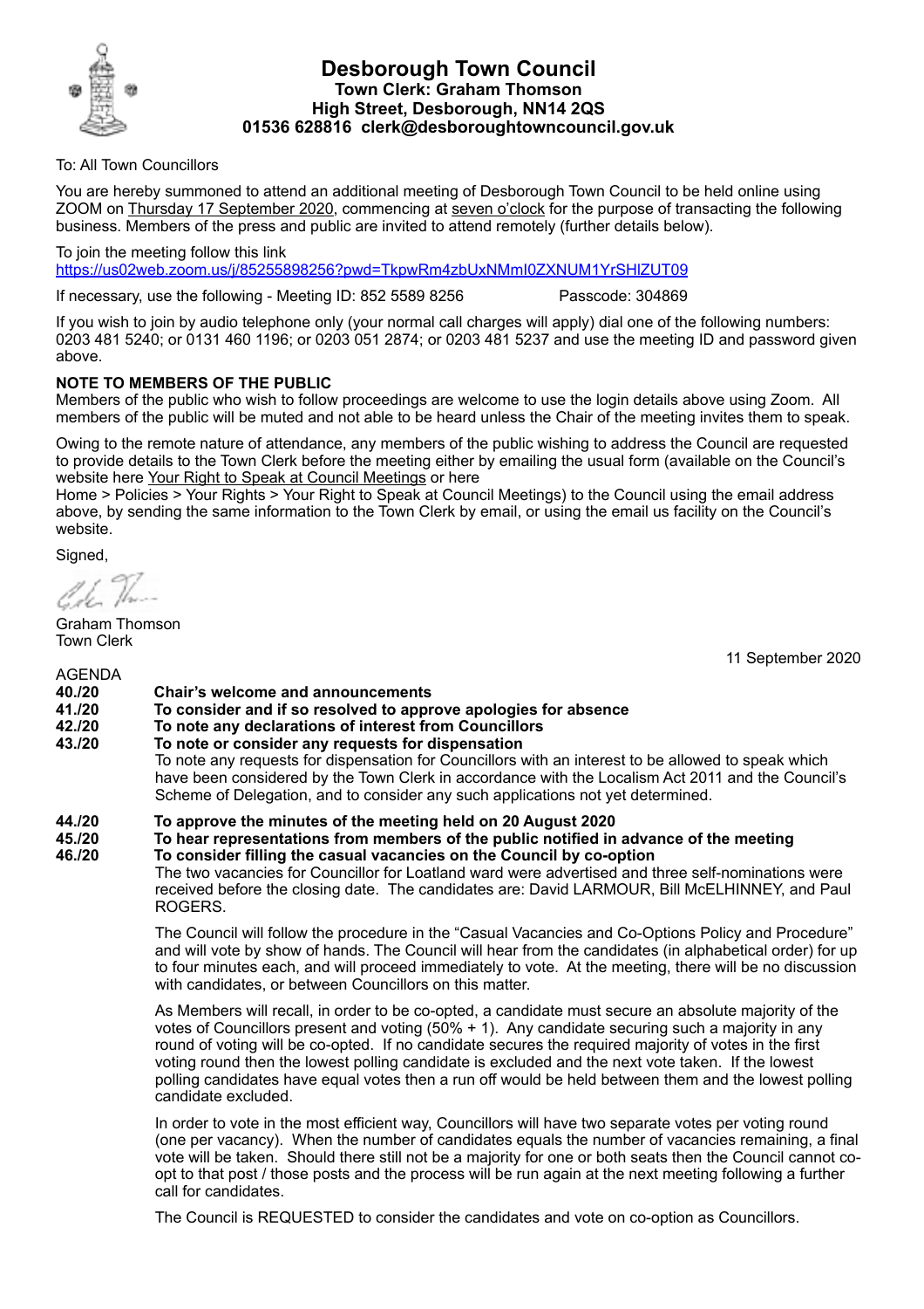# Desborough Town Council

**Town Clerk: Graham Thomson**
**High Street, Desborough, NN14 2QS**
**01536 628816 clerk@desboroughtowncouncil.gov.uk**

To: All Town Councillors

You are hereby summoned to attend an additional meeting of Desborough Town Council to be held online using ZOOM on Thursday 17 September 2020, commencing at seven o'clock for the purpose of transacting the following business. Members of the press and public are invited to attend remotely (further details below).

To join the meeting follow this link
https://us02web.zoom.us/j/85255898256?pwd=TkpwRm4zbUxNMmI0ZXNUM1YrSHlZUT09

If necessary, use the following - Meeting ID: 852 5589 8256 Passcode: 304869

If you wish to join by audio telephone only (your normal call charges will apply) dial one of the following numbers: 0203 481 5240; or 0131 460 1196; or 0203 051 2874; or 0203 481 5237 and use the meeting ID and password given above.

**NOTE TO MEMBERS OF THE PUBLIC**

Members of the public who wish to follow proceedings are welcome to use the login details above using Zoom. All members of the public will be muted and not able to be heard unless the Chair of the meeting invites them to speak.

Owing to the remote nature of attendance, any members of the public wishing to address the Council are requested to provide details to the Town Clerk before the meeting either by emailing the usual form (available on the Council's website here Your Right to Speak at Council Meetings or here
Home > Policies > Your Rights > Your Right to Speak at Council Meetings) to the Council using the email address above, by sending the same information to the Town Clerk by email, or using the email us facility on the Council's website.

Signed,

Graham Thomson
Town Clerk

11 September 2020

AGENDA

**40./20 Chair's welcome and announcements**

**41./20 To consider and if so resolved to approve apologies for absence**

**42./20 To note any declarations of interest from Councillors**

**43./20 To note or consider any requests for dispensation**

To note any requests for dispensation for Councillors with an interest to be allowed to speak which have been considered by the Town Clerk in accordance with the Localism Act 2011 and the Council's Scheme of Delegation, and to consider any such applications not yet determined.

**44./20 To approve the minutes of the meeting held on 20 August 2020**

**45./20 To hear representations from members of the public notified in advance of the meeting**

**46./20 To consider filling the casual vacancies on the Council by co-option**

The two vacancies for Councillor for Loatland ward were advertised and three self-nominations were received before the closing date. The candidates are: David LARMOUR, Bill McELHINNEY, and Paul ROGERS.

The Council will follow the procedure in the "Casual Vacancies and Co-Options Policy and Procedure" and will vote by show of hands. The Council will hear from the candidates (in alphabetical order) for up to four minutes each, and will proceed immediately to vote. At the meeting, there will be no discussion with candidates, or between Councillors on this matter.

As Members will recall, in order to be co-opted, a candidate must secure an absolute majority of the votes of Councillors present and voting (50% + 1). Any candidate securing such a majority in any round of voting will be co-opted. If no candidate secures the required majority of votes in the first voting round then the lowest polling candidate is excluded and the next vote taken. If the lowest polling candidates have equal votes then a run off would be held between them and the lowest polling candidate excluded.

In order to vote in the most efficient way, Councillors will have two separate votes per voting round (one per vacancy). When the number of candidates equals the number of vacancies remaining, a final vote will be taken. Should there still not be a majority for one or both seats then the Council cannot co-opt to that post / those posts and the process will be run again at the next meeting following a further call for candidates.

The Council is REQUESTED to consider the candidates and vote on co-option as Councillors.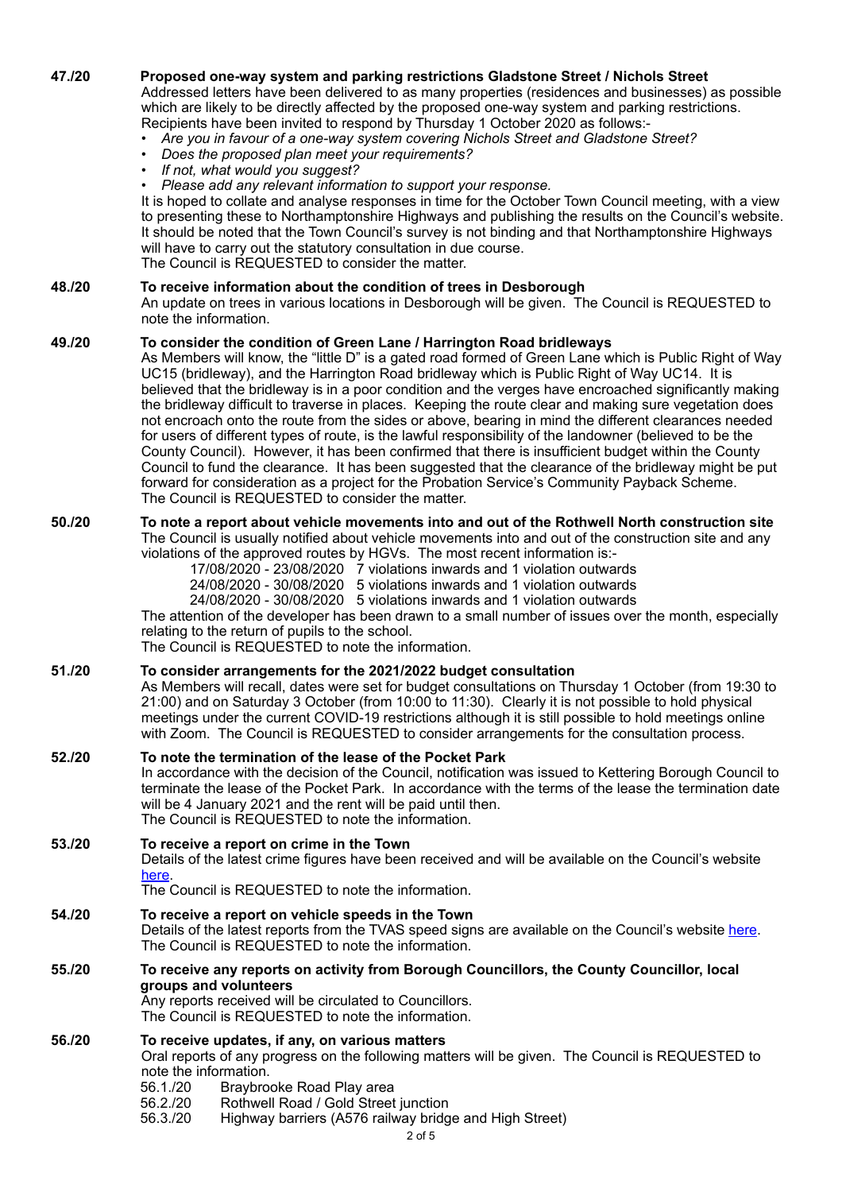**47./20 Proposed one-way system and parking restrictions Gladstone Street / Nichols Street**

Addressed letters have been delivered to as many properties (residences and businesses) as possible which are likely to be directly affected by the proposed one-way system and parking restrictions. Recipients have been invited to respond by Thursday 1 October 2020 as follows:-

- *Are you in favour of a one-way system covering Nichols Street and Gladstone Street?*
- *Does the proposed plan meet your requirements?*
- *If not, what would you suggest?*
- *Please add any relevant information to support your response.*

It is hoped to collate and analyse responses in time for the October Town Council meeting, with a view to presenting these to Northamptonshire Highways and publishing the results on the Council's website. It should be noted that the Town Council's survey is not binding and that Northamptonshire Highways will have to carry out the statutory consultation in due course.
The Council is REQUESTED to consider the matter.

**48./20 To receive information about the condition of trees in Desborough**

An update on trees in various locations in Desborough will be given. The Council is REQUESTED to note the information.

**49./20 To consider the condition of Green Lane / Harrington Road bridleways**

As Members will know, the "little D" is a gated road formed of Green Lane which is Public Right of Way UC15 (bridleway), and the Harrington Road bridleway which is Public Right of Way UC14. It is believed that the bridleway is in a poor condition and the verges have encroached significantly making the bridleway difficult to traverse in places. Keeping the route clear and making sure vegetation does not encroach onto the route from the sides or above, bearing in mind the different clearances needed for users of different types of route, is the lawful responsibility of the landowner (believed to be the County Council). However, it has been confirmed that there is insufficient budget within the County Council to fund the clearance. It has been suggested that the clearance of the bridleway might be put forward for consideration as a project for the Probation Service's Community Payback Scheme.
The Council is REQUESTED to consider the matter.

**50./20 To note a report about vehicle movements into and out of the Rothwell North construction site**

The Council is usually notified about vehicle movements into and out of the construction site and any violations of the approved routes by HGVs. The most recent information is:-

17/08/2020 - 23/08/2020 7 violations inwards and 1 violation outwards
24/08/2020 - 30/08/2020 5 violations inwards and 1 violation outwards
24/08/2020 - 30/08/2020 5 violations inwards and 1 violation outwards

The attention of the developer has been drawn to a small number of issues over the month, especially relating to the return of pupils to the school.
The Council is REQUESTED to note the information.

**51./20 To consider arrangements for the 2021/2022 budget consultation**

As Members will recall, dates were set for budget consultations on Thursday 1 October (from 19:30 to 21:00) and on Saturday 3 October (from 10:00 to 11:30). Clearly it is not possible to hold physical meetings under the current COVID-19 restrictions although it is still possible to hold meetings online with Zoom. The Council is REQUESTED to consider arrangements for the consultation process.

**52./20 To note the termination of the lease of the Pocket Park**

In accordance with the decision of the Council, notification was issued to Kettering Borough Council to terminate the lease of the Pocket Park. In accordance with the terms of the lease the termination date will be 4 January 2021 and the rent will be paid until then.
The Council is REQUESTED to note the information.

**53./20 To receive a report on crime in the Town**

Details of the latest crime figures have been received and will be available on the Council's website here.
The Council is REQUESTED to note the information.

**54./20 To receive a report on vehicle speeds in the Town**

Details of the latest reports from the TVAS speed signs are available on the Council's website here.
The Council is REQUESTED to note the information.

**55./20 To receive any reports on activity from Borough Councillors, the County Councillor, local groups and volunteers**

Any reports received will be circulated to Councillors.
The Council is REQUESTED to note the information.

**56./20 To receive updates, if any, on various matters**

Oral reports of any progress on the following matters will be given. The Council is REQUESTED to note the information.

56.1./20 Braybrooke Road Play area
56.2./20 Rothwell Road / Gold Street junction
56.3./20 Highway barriers (A576 railway bridge and High Street)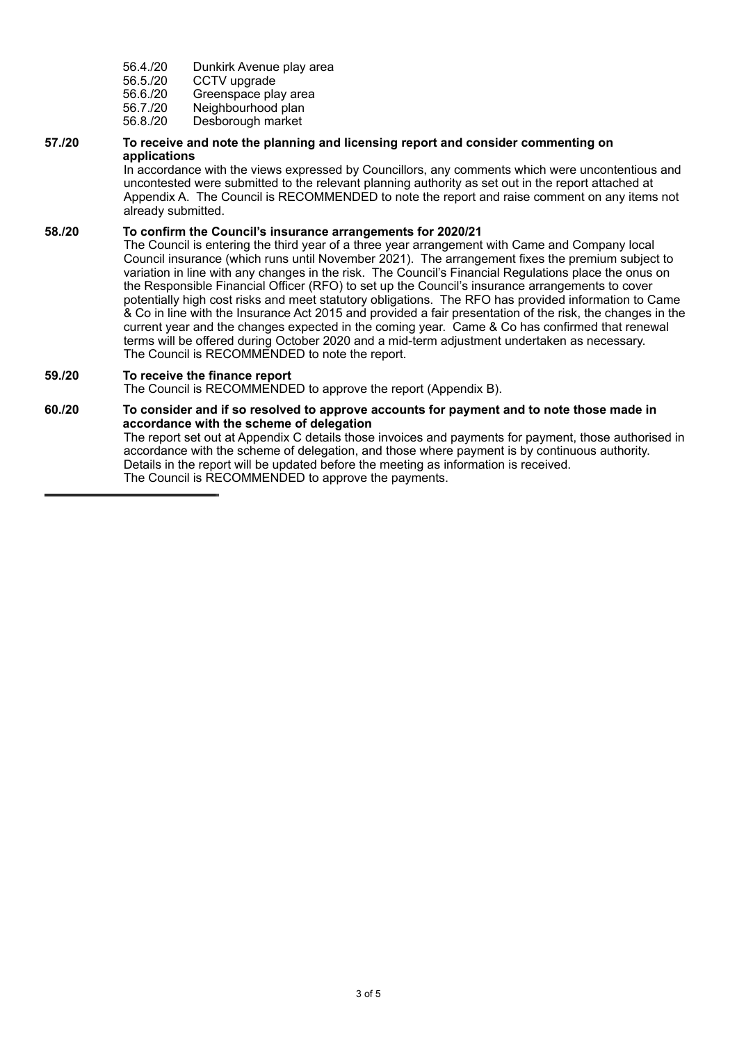56.4./20 Dunkirk Avenue play area
56.5./20 CCTV upgrade
56.6./20 Greenspace play area
56.7./20 Neighbourhood plan
56.8./20 Desborough market

**57./20 To receive and note the planning and licensing report and consider commenting on applications**

In accordance with the views expressed by Councillors, any comments which were uncontentious and uncontested were submitted to the relevant planning authority as set out in the report attached at Appendix A. The Council is RECOMMENDED to note the report and raise comment on any items not already submitted.

**58./20 To confirm the Council's insurance arrangements for 2020/21**

The Council is entering the third year of a three year arrangement with Came and Company local Council insurance (which runs until November 2021). The arrangement fixes the premium subject to variation in line with any changes in the risk. The Council's Financial Regulations place the onus on the Responsible Financial Officer (RFO) to set up the Council's insurance arrangements to cover potentially high cost risks and meet statutory obligations. The RFO has provided information to Came & Co in line with the Insurance Act 2015 and provided a fair presentation of the risk, the changes in the current year and the changes expected in the coming year. Came & Co has confirmed that renewal terms will be offered during October 2020 and a mid-term adjustment undertaken as necessary. The Council is RECOMMENDED to note the report.

**59./20 To receive the finance report**

The Council is RECOMMENDED to approve the report (Appendix B).

**60./20 To consider and if so resolved to approve accounts for payment and to note those made in accordance with the scheme of delegation**

The report set out at Appendix C details those invoices and payments for payment, those authorised in accordance with the scheme of delegation, and those where payment is by continuous authority. Details in the report will be updated before the meeting as information is received. The Council is RECOMMENDED to approve the payments.

---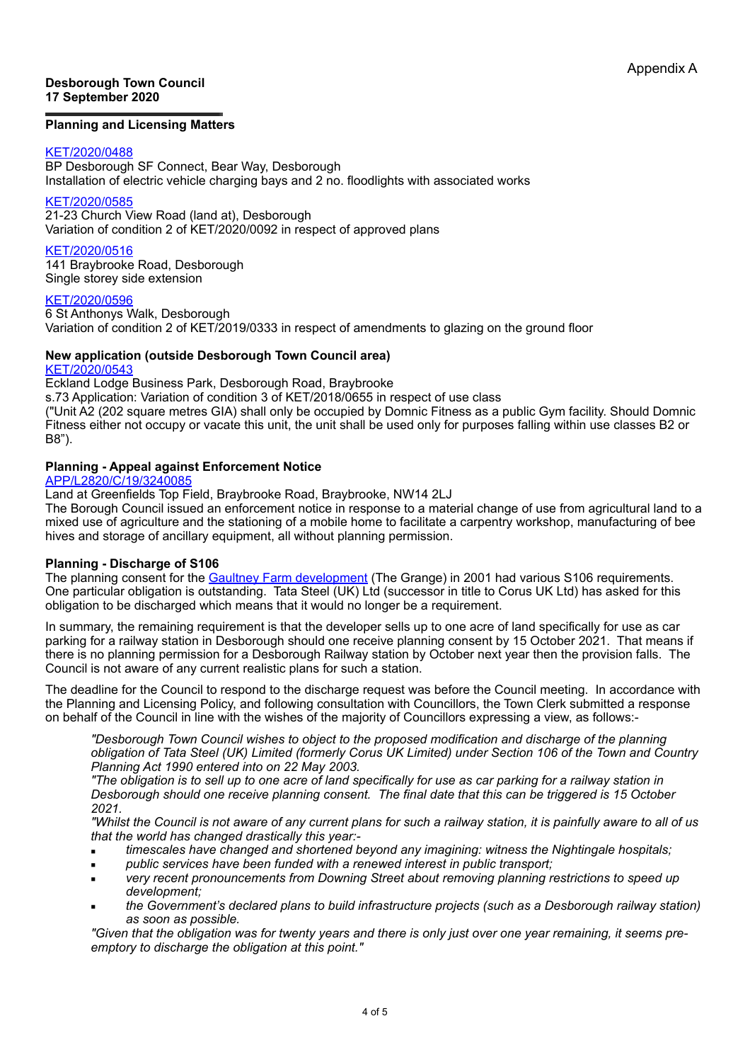Appendix A

**Desborough Town Council**
**17 September 2020**

## Planning and Licensing Matters

KET/2020/0488
BP Desborough SF Connect, Bear Way, Desborough
Installation of electric vehicle charging bays and 2 no. floodlights with associated works

KET/2020/0585
21-23 Church View Road (land at), Desborough
Variation of condition 2 of KET/2020/0092 in respect of approved plans

KET/2020/0516
141 Braybrooke Road, Desborough
Single storey side extension

KET/2020/0596
6 St Anthonys Walk, Desborough
Variation of condition 2 of KET/2019/0333 in respect of amendments to glazing on the ground floor

### New application (outside Desborough Town Council area)

KET/2020/0543
Eckland Lodge Business Park, Desborough Road, Braybrooke
s.73 Application: Variation of condition 3 of KET/2018/0655 in respect of use class
("Unit A2 (202 square metres GIA) shall only be occupied by Domnic Fitness as a public Gym facility. Should Domnic Fitness either not occupy or vacate this unit, the unit shall be used only for purposes falling within use classes B2 or B8").

### Planning - Appeal against Enforcement Notice

APP/L2820/C/19/3240085
Land at Greenfields Top Field, Braybrooke Road, Braybrooke, NW14 2LJ
The Borough Council issued an enforcement notice in response to a material change of use from agricultural land to a mixed use of agriculture and the stationing of a mobile home to facilitate a carpentry workshop, manufacturing of bee hives and storage of ancillary equipment, all without planning permission.

### Planning - Discharge of S106

The planning consent for the Gaultney Farm development (The Grange) in 2001 had various S106 requirements. One particular obligation is outstanding. Tata Steel (UK) Ltd (successor in title to Corus UK Ltd) has asked for this obligation to be discharged which means that it would no longer be a requirement.

In summary, the remaining requirement is that the developer sells up to one acre of land specifically for use as car parking for a railway station in Desborough should one receive planning consent by 15 October 2021. That means if there is no planning permission for a Desborough Railway station by October next year then the provision falls. The Council is not aware of any current realistic plans for such a station.

The deadline for the Council to respond to the discharge request was before the Council meeting. In accordance with the Planning and Licensing Policy, and following consultation with Councillors, the Town Clerk submitted a response on behalf of the Council in line with the wishes of the majority of Councillors expressing a view, as follows:-

> *"Desborough Town Council wishes to object to the proposed modification and discharge of the planning obligation of Tata Steel (UK) Limited (formerly Corus UK Limited) under Section 106 of the Town and Country Planning Act 1990 entered into on 22 May 2003.*
>
> *"The obligation is to sell up to one acre of land specifically for use as car parking for a railway station in Desborough should one receive planning consent. The final date that this can be triggered is 15 October 2021.*
>
> *"Whilst the Council is not aware of any current plans for such a railway station, it is painfully aware to all of us that the world has changed drastically this year:-*
>
> - *timescales have changed and shortened beyond any imagining: witness the Nightingale hospitals;*
> - *public services have been funded with a renewed interest in public transport;*
> - *very recent pronouncements from Downing Street about removing planning restrictions to speed up development;*
> - *the Government's declared plans to build infrastructure projects (such as a Desborough railway station) as soon as possible.*
>
> *"Given that the obligation was for twenty years and there is only just over one year remaining, it seems pre-emptory to discharge the obligation at this point."*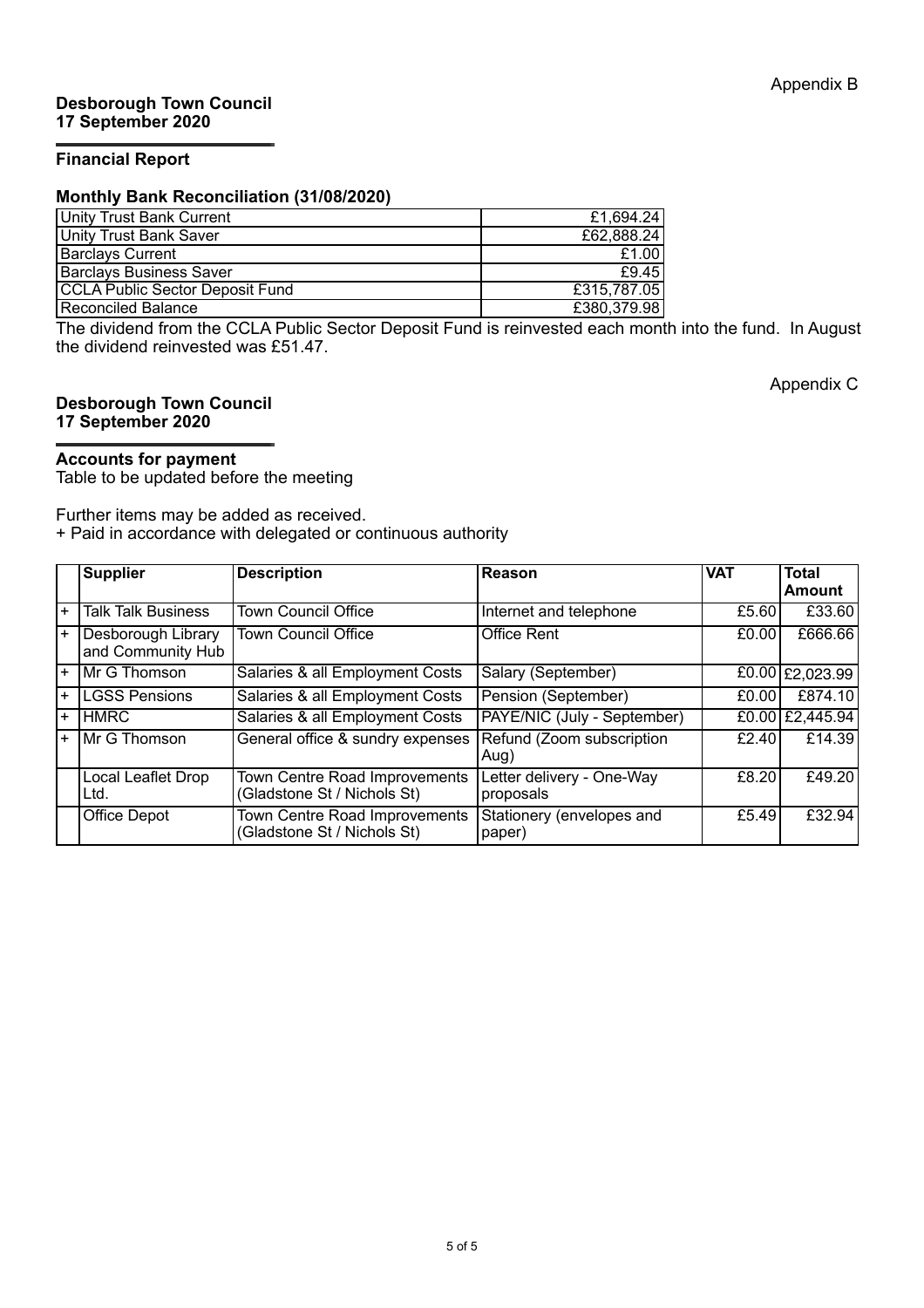Appendix B

**Desborough Town Council**
**17 September 2020**

## Financial Report

### Monthly Bank Reconciliation (31/08/2020)

| | |
|---|---|
| Unity Trust Bank Current | £1,694.24 |
| Unity Trust Bank Saver | £62,888.24 |
| Barclays Current | £1.00 |
| Barclays Business Saver | £9.45 |
| CCLA Public Sector Deposit Fund | £315,787.05 |
| Reconciled Balance | £380,379.98 |

The dividend from the CCLA Public Sector Deposit Fund is reinvested each month into the fund. In August the dividend reinvested was £51.47.

Appendix C

**Desborough Town Council**
**17 September 2020**

## Accounts for payment

Table to be updated before the meeting

Further items may be added as received.
+ Paid in accordance with delegated or continuous authority

| | Supplier | Description | Reason | VAT | Total Amount |
|---|---|---|---|---|---|
| + | Talk Talk Business | Town Council Office | Internet and telephone | £5.60 | £33.60 |
| + | Desborough Library and Community Hub | Town Council Office | Office Rent | £0.00 | £666.66 |
| + | Mr G Thomson | Salaries & all Employment Costs | Salary (September) | £0.00 | £2,023.99 |
| + | LGSS Pensions | Salaries & all Employment Costs | Pension (September) | £0.00 | £874.10 |
| + | HMRC | Salaries & all Employment Costs | PAYE/NIC (July - September) | £0.00 | £2,445.94 |
| + | Mr G Thomson | General office & sundry expenses | Refund (Zoom subscription Aug) | £2.40 | £14.39 |
| | Local Leaflet Drop Ltd. | Town Centre Road Improvements (Gladstone St / Nichols St) | Letter delivery - One-Way proposals | £8.20 | £49.20 |
| | Office Depot | Town Centre Road Improvements (Gladstone St / Nichols St) | Stationery (envelopes and paper) | £5.49 | £32.94 |